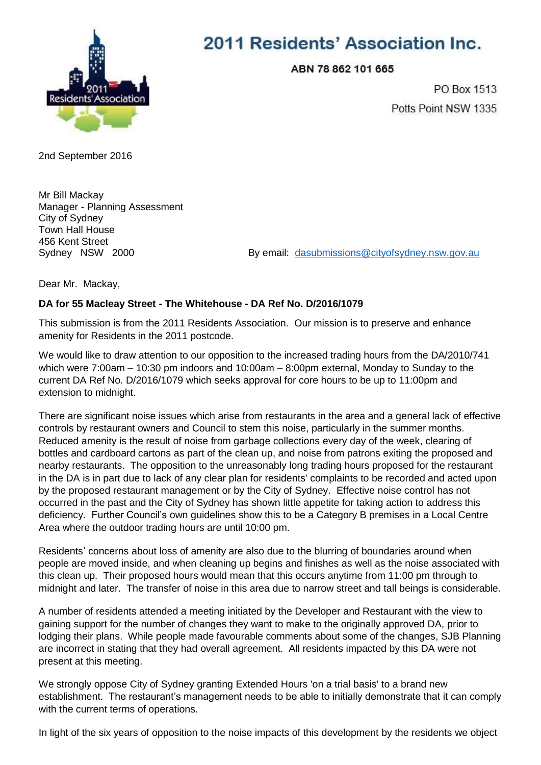# 2011 Residents' Association Inc.

**ABN 78 862 101 665**

PO Box 1513
Potts Point NSW 1335

2nd September 2016

Mr Bill Mackay
Manager - Planning Assessment
City of Sydney
Town Hall House
456 Kent Street
Sydney NSW 2000

By email: dasubmissions@cityofsydney.nsw.gov.au

Dear Mr. Mackay,

**DA for 55 Macleay Street - The Whitehouse - DA Ref No. D/2016/1079**

This submission is from the 2011 Residents Association. Our mission is to preserve and enhance amenity for Residents in the 2011 postcode.

We would like to draw attention to our opposition to the increased trading hours from the DA/2010/741 which were 7:00am – 10:30 pm indoors and 10:00am – 8:00pm external, Monday to Sunday to the current DA Ref No. D/2016/1079 which seeks approval for core hours to be up to 11:00pm and extension to midnight.

There are significant noise issues which arise from restaurants in the area and a general lack of effective controls by restaurant owners and Council to stem this noise, particularly in the summer months. Reduced amenity is the result of noise from garbage collections every day of the week, clearing of bottles and cardboard cartons as part of the clean up, and noise from patrons exiting the proposed and nearby restaurants. The opposition to the unreasonably long trading hours proposed for the restaurant in the DA is in part due to lack of any clear plan for residents' complaints to be recorded and acted upon by the proposed restaurant management or by the City of Sydney. Effective noise control has not occurred in the past and the City of Sydney has shown little appetite for taking action to address this deficiency. Further Council's own guidelines show this to be a Category B premises in a Local Centre Area where the outdoor trading hours are until 10:00 pm.

Residents' concerns about loss of amenity are also due to the blurring of boundaries around when people are moved inside, and when cleaning up begins and finishes as well as the noise associated with this clean up. Their proposed hours would mean that this occurs anytime from 11:00 pm through to midnight and later. The transfer of noise in this area due to narrow street and tall beings is considerable.

A number of residents attended a meeting initiated by the Developer and Restaurant with the view to gaining support for the number of changes they want to make to the originally approved DA, prior to lodging their plans. While people made favourable comments about some of the changes, SJB Planning are incorrect in stating that they had overall agreement. All residents impacted by this DA were not present at this meeting.

We strongly oppose City of Sydney granting Extended Hours 'on a trial basis' to a brand new establishment. The restaurant's management needs to be able to initially demonstrate that it can comply with the current terms of operations.

In light of the six years of opposition to the noise impacts of this development by the residents we object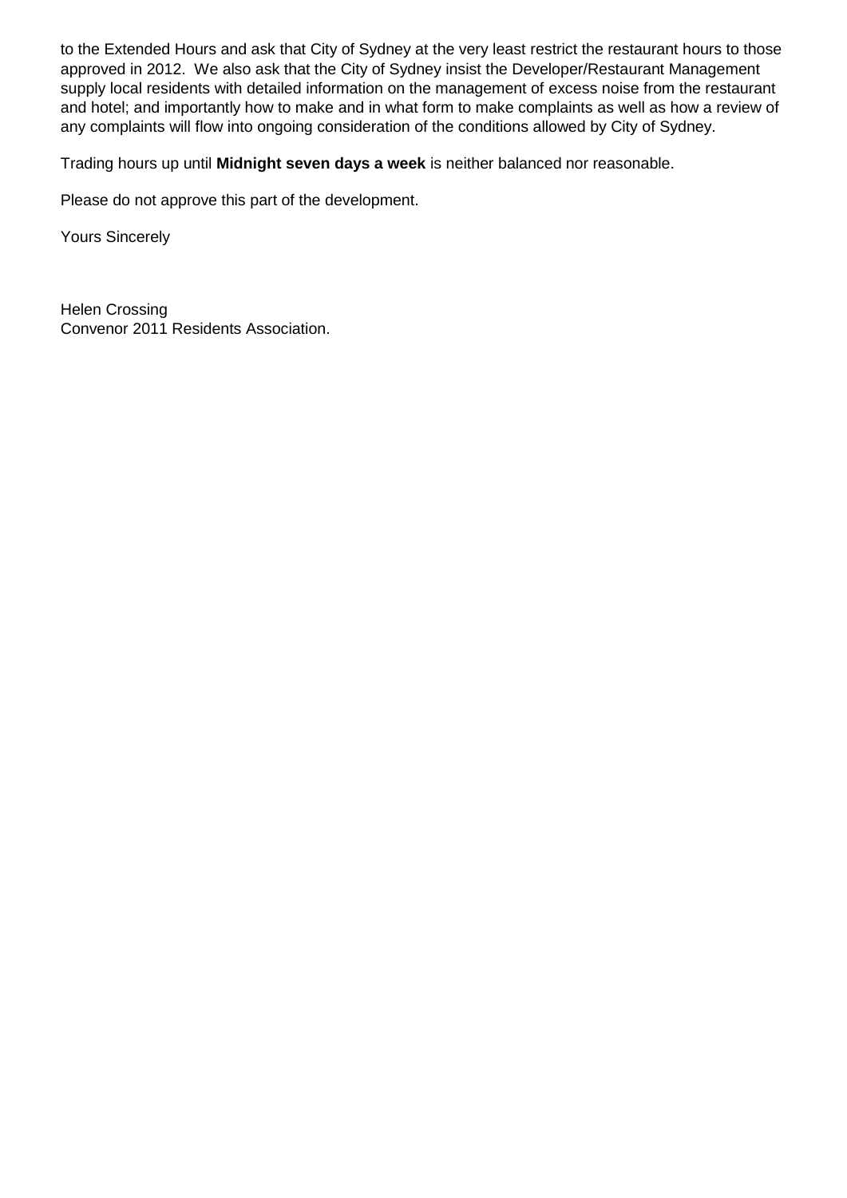to the Extended Hours and ask that City of Sydney at the very least restrict the restaurant hours to those approved in 2012. We also ask that the City of Sydney insist the Developer/Restaurant Management supply local residents with detailed information on the management of excess noise from the restaurant and hotel; and importantly how to make and in what form to make complaints as well as how a review of any complaints will flow into ongoing consideration of the conditions allowed by City of Sydney.

Trading hours up until **Midnight seven days a week** is neither balanced nor reasonable.

Please do not approve this part of the development.

Yours Sincerely

Helen Crossing
Convenor 2011 Residents Association.